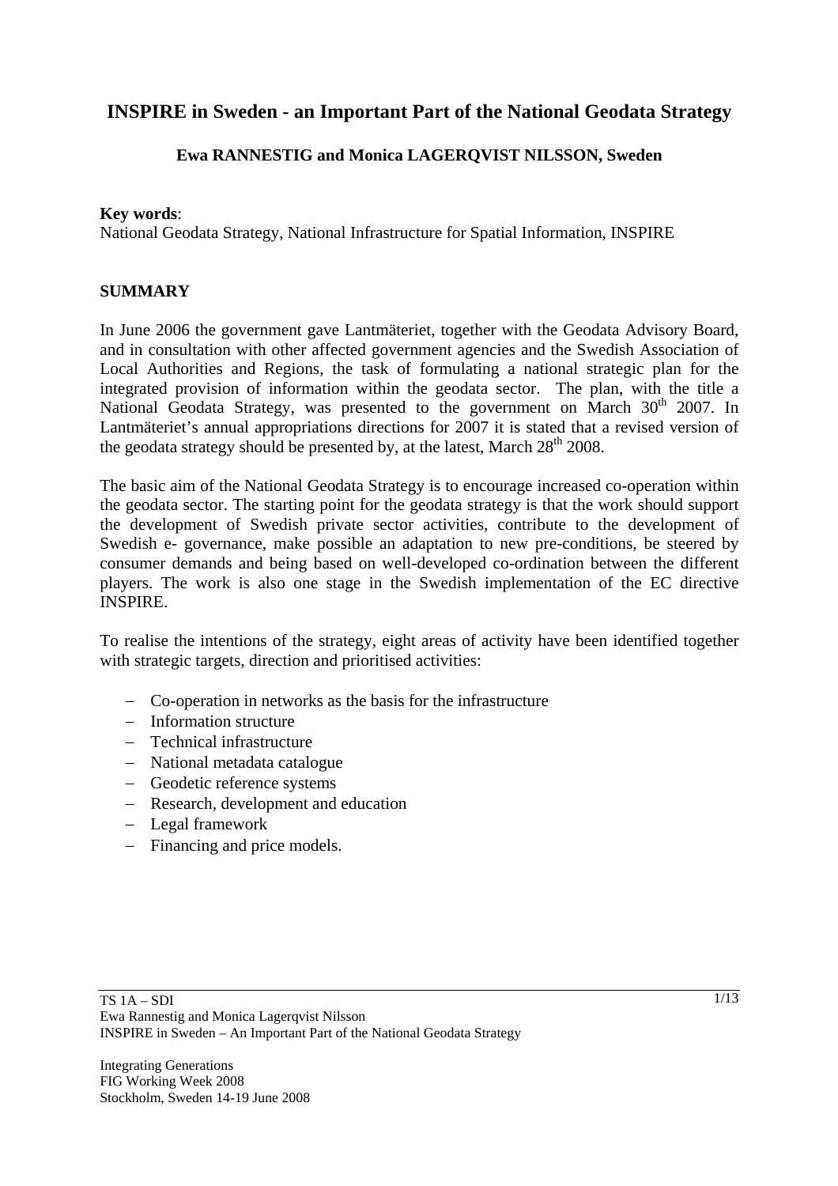# INSPIRE in Sweden - an Important Part of the National Geodata Strategy

**Ewa RANNESTIG and Monica LAGERQVIST NILSSON, Sweden**

**Key words**:
National Geodata Strategy, National Infrastructure for Spatial Information, INSPIRE

## SUMMARY

In June 2006 the government gave Lantmäteriet, together with the Geodata Advisory Board, and in consultation with other affected government agencies and the Swedish Association of Local Authorities and Regions, the task of formulating a national strategic plan for the integrated provision of information within the geodata sector. The plan, with the title a National Geodata Strategy, was presented to the government on March 30th 2007. In Lantmäteriet's annual appropriations directions for 2007 it is stated that a revised version of the geodata strategy should be presented by, at the latest, March 28th 2008.

The basic aim of the National Geodata Strategy is to encourage increased co-operation within the geodata sector. The starting point for the geodata strategy is that the work should support the development of Swedish private sector activities, contribute to the development of Swedish e- governance, make possible an adaptation to new pre-conditions, be steered by consumer demands and being based on well-developed co-ordination between the different players. The work is also one stage in the Swedish implementation of the EC directive INSPIRE.

To realise the intentions of the strategy, eight areas of activity have been identified together with strategic targets, direction and prioritised activities:

- Co-operation in networks as the basis for the infrastructure
- Information structure
- Technical infrastructure
- National metadata catalogue
- Geodetic reference systems
- Research, development and education
- Legal framework
- Financing and price models.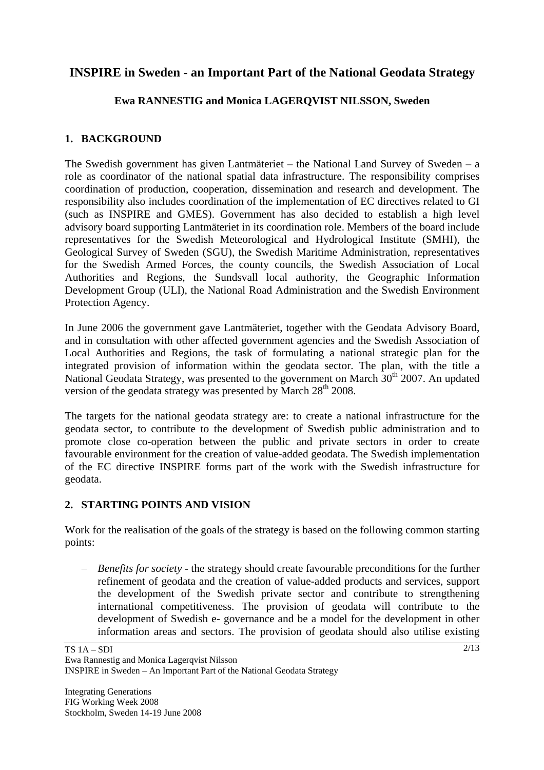# INSPIRE in Sweden - an Important Part of the National Geodata Strategy

**Ewa RANNESTIG and Monica LAGERQVIST NILSSON, Sweden**

## 1. BACKGROUND

The Swedish government has given Lantmäteriet – the National Land Survey of Sweden – a role as coordinator of the national spatial data infrastructure. The responsibility comprises coordination of production, cooperation, dissemination and research and development. The responsibility also includes coordination of the implementation of EC directives related to GI (such as INSPIRE and GMES). Government has also decided to establish a high level advisory board supporting Lantmäteriet in its coordination role. Members of the board include representatives for the Swedish Meteorological and Hydrological Institute (SMHI), the Geological Survey of Sweden (SGU), the Swedish Maritime Administration, representatives for the Swedish Armed Forces, the county councils, the Swedish Association of Local Authorities and Regions, the Sundsvall local authority, the Geographic Information Development Group (ULI), the National Road Administration and the Swedish Environment Protection Agency.

In June 2006 the government gave Lantmäteriet, together with the Geodata Advisory Board, and in consultation with other affected government agencies and the Swedish Association of Local Authorities and Regions, the task of formulating a national strategic plan for the integrated provision of information within the geodata sector. The plan, with the title a National Geodata Strategy, was presented to the government on March 30th 2007. An updated version of the geodata strategy was presented by March 28th 2008.

The targets for the national geodata strategy are: to create a national infrastructure for the geodata sector, to contribute to the development of Swedish public administration and to promote close co-operation between the public and private sectors in order to create favourable environment for the creation of value-added geodata. The Swedish implementation of the EC directive INSPIRE forms part of the work with the Swedish infrastructure for geodata.

## 2. STARTING POINTS AND VISION

Work for the realisation of the goals of the strategy is based on the following common starting points:

- *Benefits for society* - the strategy should create favourable preconditions for the further refinement of geodata and the creation of value-added products and services, support the development of the Swedish private sector and contribute to strengthening international competitiveness. The provision of geodata will contribute to the development of Swedish e- governance and be a model for the development in other information areas and sectors. The provision of geodata should also utilise existing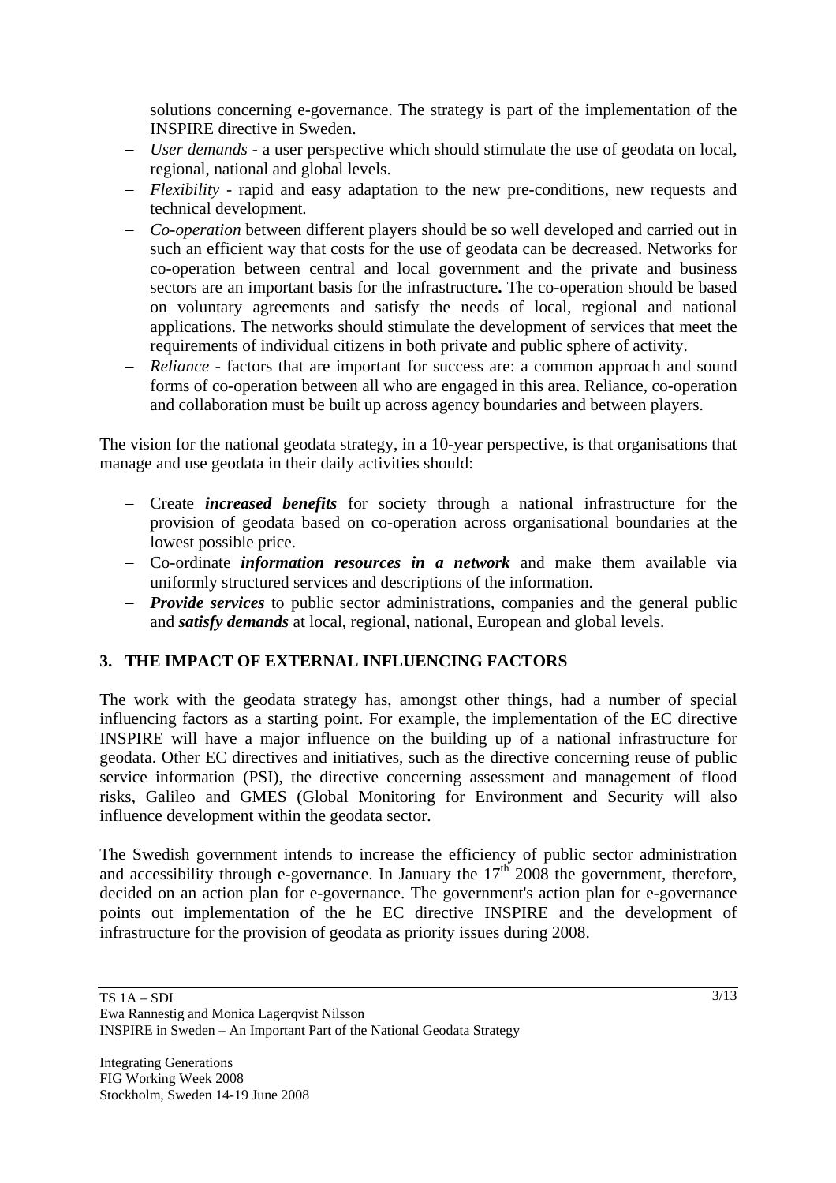solutions concerning e-governance. The strategy is part of the implementation of the INSPIRE directive in Sweden.

- *User demands* - a user perspective which should stimulate the use of geodata on local, regional, national and global levels.
- *Flexibility* - rapid and easy adaptation to the new pre-conditions, new requests and technical development.
- *Co-operation* between different players should be so well developed and carried out in such an efficient way that costs for the use of geodata can be decreased. Networks for co-operation between central and local government and the private and business sectors are an important basis for the infrastructure**.** The co-operation should be based on voluntary agreements and satisfy the needs of local, regional and national applications. The networks should stimulate the development of services that meet the requirements of individual citizens in both private and public sphere of activity.
- *Reliance* - factors that are important for success are: a common approach and sound forms of co-operation between all who are engaged in this area. Reliance, co-operation and collaboration must be built up across agency boundaries and between players.

The vision for the national geodata strategy, in a 10-year perspective, is that organisations that manage and use geodata in their daily activities should:

- Create ***increased benefits*** for society through a national infrastructure for the provision of geodata based on co-operation across organisational boundaries at the lowest possible price.
- Co-ordinate ***information resources in a network*** and make them available via uniformly structured services and descriptions of the information.
- ***Provide services*** to public sector administrations, companies and the general public and ***satisfy demands*** at local, regional, national, European and global levels.

## 3. THE IMPACT OF EXTERNAL INFLUENCING FACTORS

The work with the geodata strategy has, amongst other things, had a number of special influencing factors as a starting point. For example, the implementation of the EC directive INSPIRE will have a major influence on the building up of a national infrastructure for geodata. Other EC directives and initiatives, such as the directive concerning reuse of public service information (PSI), the directive concerning assessment and management of flood risks, Galileo and GMES (Global Monitoring for Environment and Security will also influence development within the geodata sector.

The Swedish government intends to increase the efficiency of public sector administration and accessibility through e-governance. In January the 17th 2008 the government, therefore, decided on an action plan for e-governance. The government's action plan for e-governance points out implementation of the he EC directive INSPIRE and the development of infrastructure for the provision of geodata as priority issues during 2008.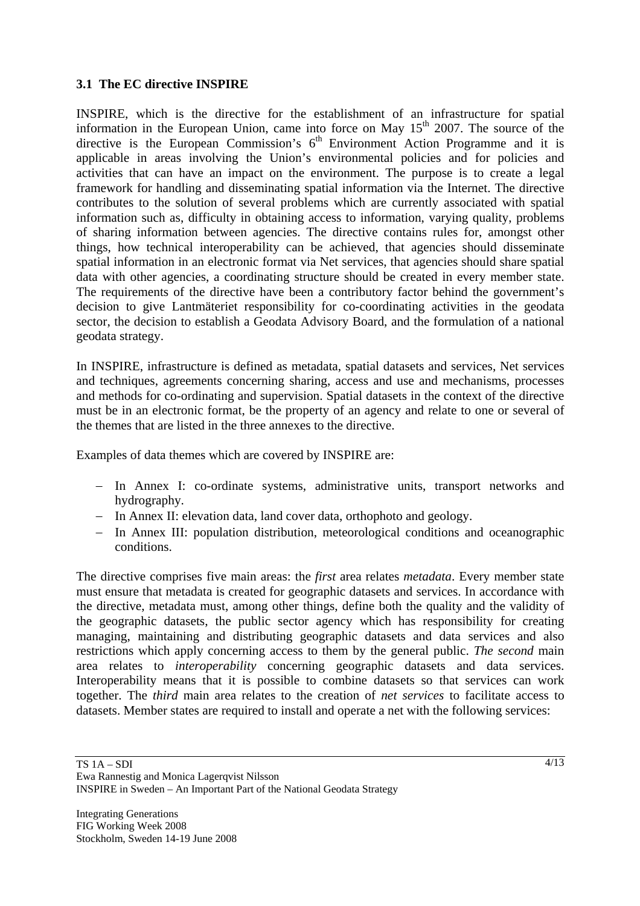### 3.1 The EC directive INSPIRE

INSPIRE, which is the directive for the establishment of an infrastructure for spatial information in the European Union, came into force on May 15th 2007. The source of the directive is the European Commission's 6th Environment Action Programme and it is applicable in areas involving the Union's environmental policies and for policies and activities that can have an impact on the environment. The purpose is to create a legal framework for handling and disseminating spatial information via the Internet. The directive contributes to the solution of several problems which are currently associated with spatial information such as, difficulty in obtaining access to information, varying quality, problems of sharing information between agencies. The directive contains rules for, amongst other things, how technical interoperability can be achieved, that agencies should disseminate spatial information in an electronic format via Net services, that agencies should share spatial data with other agencies, a coordinating structure should be created in every member state. The requirements of the directive have been a contributory factor behind the government's decision to give Lantmäteriet responsibility for co-coordinating activities in the geodata sector, the decision to establish a Geodata Advisory Board, and the formulation of a national geodata strategy.

In INSPIRE, infrastructure is defined as metadata, spatial datasets and services, Net services and techniques, agreements concerning sharing, access and use and mechanisms, processes and methods for co-ordinating and supervision. Spatial datasets in the context of the directive must be in an electronic format, be the property of an agency and relate to one or several of the themes that are listed in the three annexes to the directive.

Examples of data themes which are covered by INSPIRE are:

- In Annex I: co-ordinate systems, administrative units, transport networks and hydrography.
- In Annex II: elevation data, land cover data, orthophoto and geology.
- In Annex III: population distribution, meteorological conditions and oceanographic conditions.

The directive comprises five main areas: the *first* area relates *metadata*. Every member state must ensure that metadata is created for geographic datasets and services. In accordance with the directive, metadata must, among other things, define both the quality and the validity of the geographic datasets, the public sector agency which has responsibility for creating managing, maintaining and distributing geographic datasets and data services and also restrictions which apply concerning access to them by the general public. *The second* main area relates to *interoperability* concerning geographic datasets and data services. Interoperability means that it is possible to combine datasets so that services can work together. The *third* main area relates to the creation of *net services* to facilitate access to datasets. Member states are required to install and operate a net with the following services: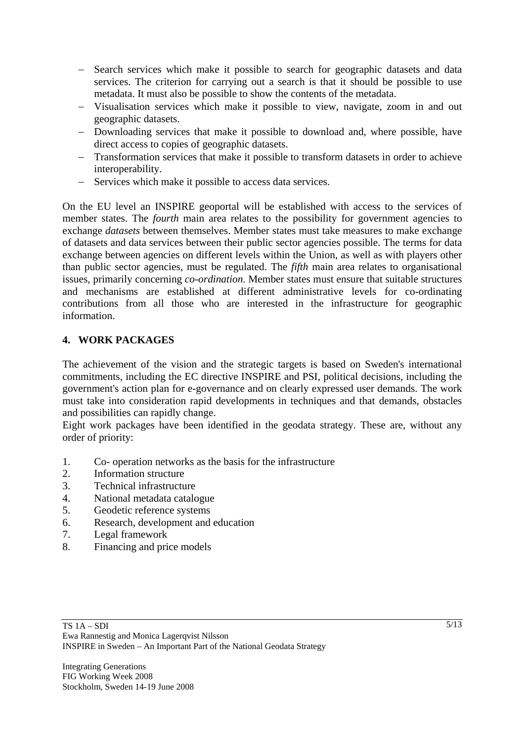- Search services which make it possible to search for geographic datasets and data services. The criterion for carrying out a search is that it should be possible to use metadata. It must also be possible to show the contents of the metadata.
- Visualisation services which make it possible to view, navigate, zoom in and out geographic datasets.
- Downloading services that make it possible to download and, where possible, have direct access to copies of geographic datasets.
- Transformation services that make it possible to transform datasets in order to achieve interoperability.
- Services which make it possible to access data services.

On the EU level an INSPIRE geoportal will be established with access to the services of member states. The *fourth* main area relates to the possibility for government agencies to exchange *datasets* between themselves. Member states must take measures to make exchange of datasets and data services between their public sector agencies possible. The terms for data exchange between agencies on different levels within the Union, as well as with players other than public sector agencies, must be regulated. The *fifth* main area relates to organisational issues, primarily concerning *co-ordination*. Member states must ensure that suitable structures and mechanisms are established at different administrative levels for co-ordinating contributions from all those who are interested in the infrastructure for geographic information.

## 4. WORK PACKAGES

The achievement of the vision and the strategic targets is based on Sweden's international commitments, including the EC directive INSPIRE and PSI, political decisions, including the government's action plan for e-governance and on clearly expressed user demands. The work must take into consideration rapid developments in techniques and that demands, obstacles and possibilities can rapidly change.
Eight work packages have been identified in the geodata strategy. These are, without any order of priority:

1. Co- operation networks as the basis for the infrastructure
2. Information structure
3. Technical infrastructure
4. National metadata catalogue
5. Geodetic reference systems
6. Research, development and education
7. Legal framework
8. Financing and price models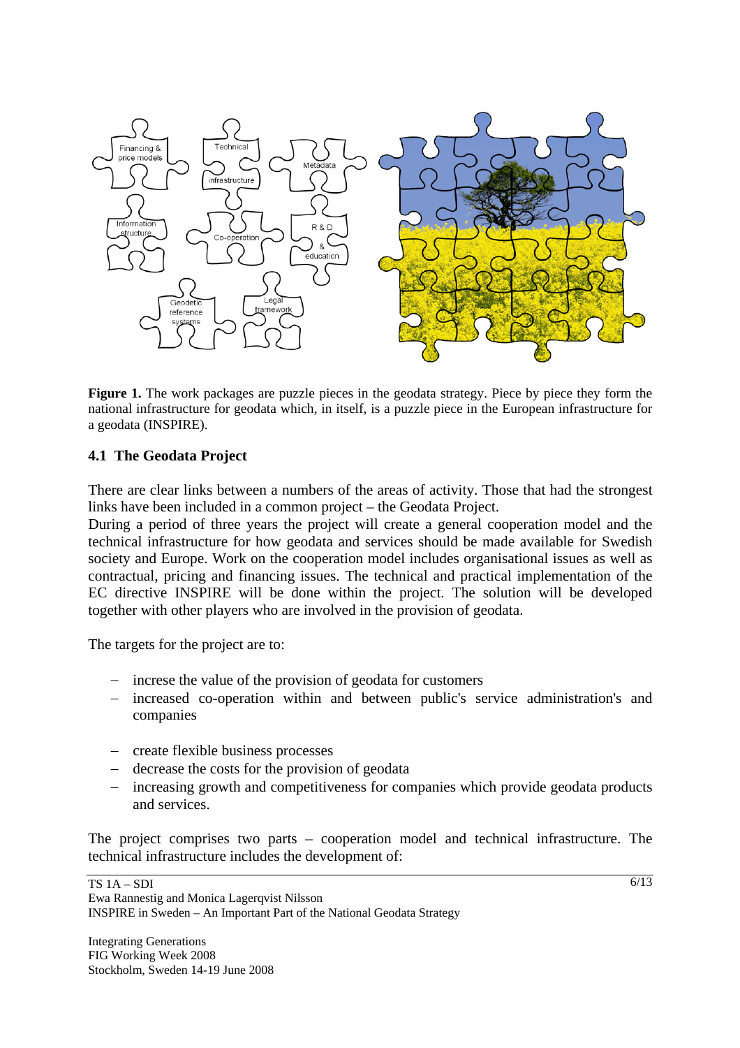**Figure 1.** The work packages are puzzle pieces in the geodata strategy. Piece by piece they form the national infrastructure for geodata which, in itself, is a puzzle piece in the European infrastructure for a geodata (INSPIRE).

### 4.1 The Geodata Project

There are clear links between a numbers of the areas of activity. Those that had the strongest links have been included in a common project – the Geodata Project.
During a period of three years the project will create a general cooperation model and the technical infrastructure for how geodata and services should be made available for Swedish society and Europe. Work on the cooperation model includes organisational issues as well as contractual, pricing and financing issues. The technical and practical implementation of the EC directive INSPIRE will be done within the project. The solution will be developed together with other players who are involved in the provision of geodata.

The targets for the project are to:

- increse the value of the provision of geodata for customers
- increased co-operation within and between public's service administration's and companies
- create flexible business processes
- decrease the costs for the provision of geodata
- increasing growth and competitiveness for companies which provide geodata products and services.

The project comprises two parts – cooperation model and technical infrastructure. The technical infrastructure includes the development of: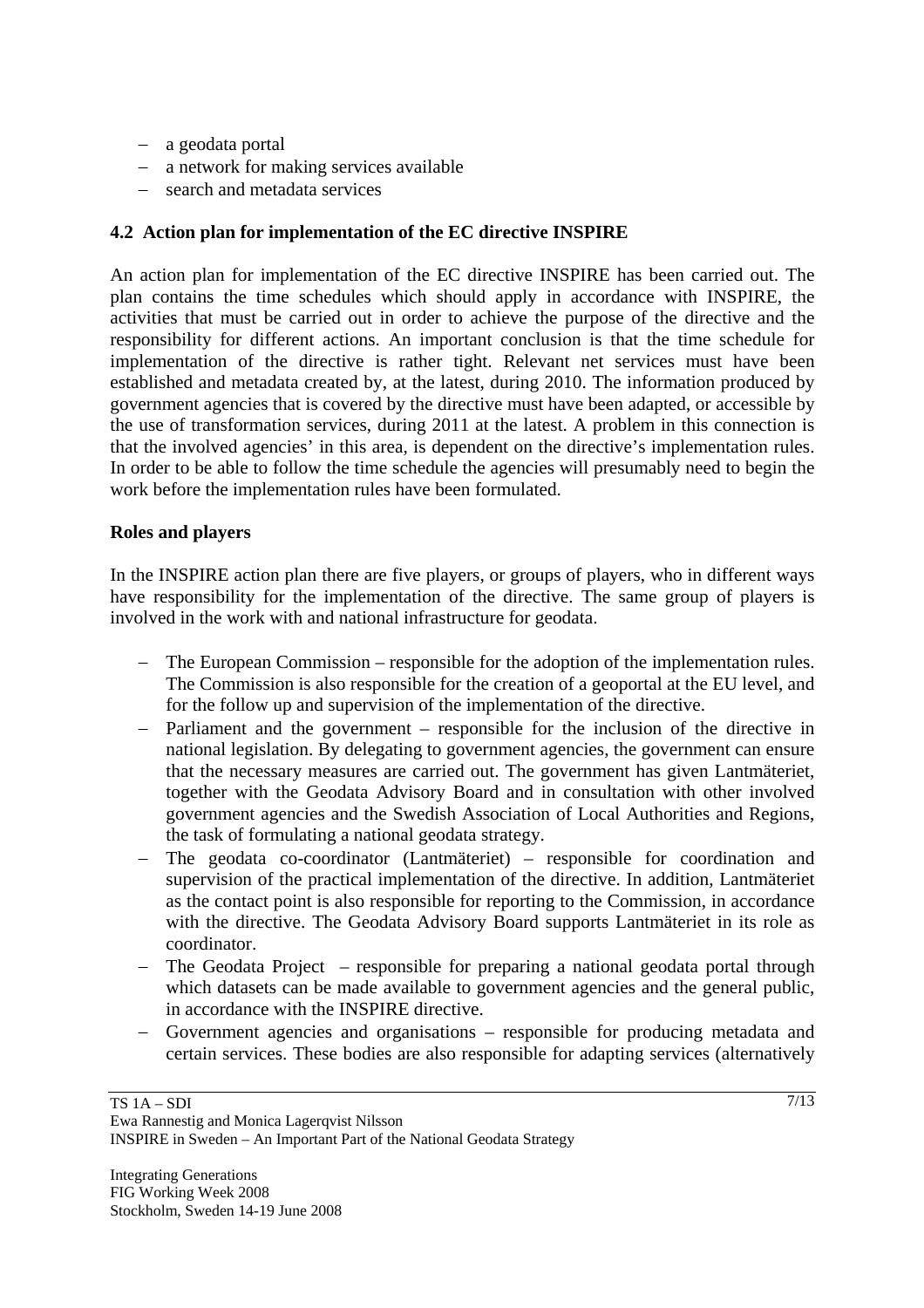- a geodata portal
- a network for making services available
- search and metadata services

## 4.2 Action plan for implementation of the EC directive INSPIRE

An action plan for implementation of the EC directive INSPIRE has been carried out. The plan contains the time schedules which should apply in accordance with INSPIRE, the activities that must be carried out in order to achieve the purpose of the directive and the responsibility for different actions. An important conclusion is that the time schedule for implementation of the directive is rather tight. Relevant net services must have been established and metadata created by, at the latest, during 2010. The information produced by government agencies that is covered by the directive must have been adapted, or accessible by the use of transformation services, during 2011 at the latest. A problem in this connection is that the involved agencies' in this area, is dependent on the directive's implementation rules. In order to be able to follow the time schedule the agencies will presumably need to begin the work before the implementation rules have been formulated.

**Roles and players**

In the INSPIRE action plan there are five players, or groups of players, who in different ways have responsibility for the implementation of the directive. The same group of players is involved in the work with and national infrastructure for geodata.

- The European Commission – responsible for the adoption of the implementation rules. The Commission is also responsible for the creation of a geoportal at the EU level, and for the follow up and supervision of the implementation of the directive.
- Parliament and the government – responsible for the inclusion of the directive in national legislation. By delegating to government agencies, the government can ensure that the necessary measures are carried out. The government has given Lantmäteriet, together with the Geodata Advisory Board and in consultation with other involved government agencies and the Swedish Association of Local Authorities and Regions, the task of formulating a national geodata strategy.
- The geodata co-coordinator (Lantmäteriet) – responsible for coordination and supervision of the practical implementation of the directive. In addition, Lantmäteriet as the contact point is also responsible for reporting to the Commission, in accordance with the directive. The Geodata Advisory Board supports Lantmäteriet in its role as coordinator.
- The Geodata Project – responsible for preparing a national geodata portal through which datasets can be made available to government agencies and the general public, in accordance with the INSPIRE directive.
- Government agencies and organisations – responsible for producing metadata and certain services. These bodies are also responsible for adapting services (alternatively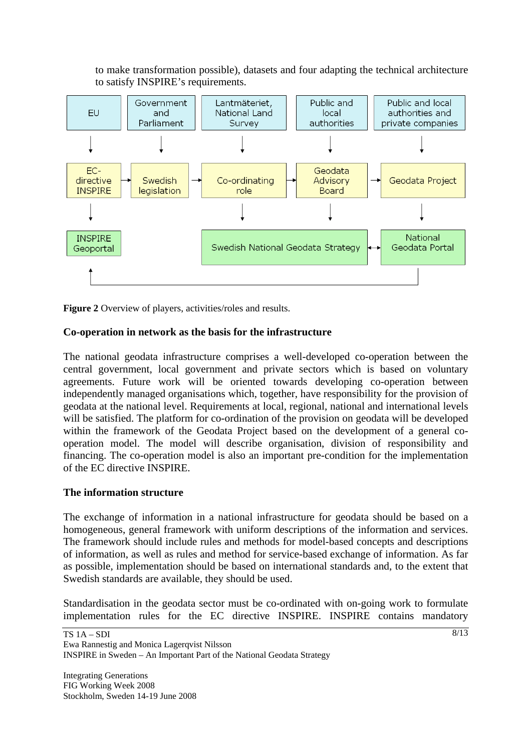to make transformation possible), datasets and four adapting the technical architecture to satisfy INSPIRE's requirements.

EU

Government and Parliament

Lantmäteriet, National Land Survey

Public and local authorities

Public and local authorities and private companies

EC-directive INSPIRE

Swedish legislation

Co-ordinating role

Geodata Advisory Board

Geodata Project

INSPIRE Geoportal

Swedish National Geodata Strategy

National Geodata Portal

**Figure 2** Overview of players, activities/roles and results.

**Co-operation in network as the basis for the infrastructure**

The national geodata infrastructure comprises a well-developed co-operation between the central government, local government and private sectors which is based on voluntary agreements. Future work will be oriented towards developing co-operation between independently managed organisations which, together, have responsibility for the provision of geodata at the national level. Requirements at local, regional, national and international levels will be satisfied. The platform for co-ordination of the provision on geodata will be developed within the framework of the Geodata Project based on the development of a general co-operation model. The model will describe organisation, division of responsibility and financing. The co-operation model is also an important pre-condition for the implementation of the EC directive INSPIRE.

**The information structure**

The exchange of information in a national infrastructure for geodata should be based on a homogeneous, general framework with uniform descriptions of the information and services. The framework should include rules and methods for model-based concepts and descriptions of information, as well as rules and method for service-based exchange of information. As far as possible, implementation should be based on international standards and, to the extent that Swedish standards are available, they should be used.

Standardisation in the geodata sector must be co-ordinated with on-going work to formulate implementation rules for the EC directive INSPIRE. INSPIRE contains mandatory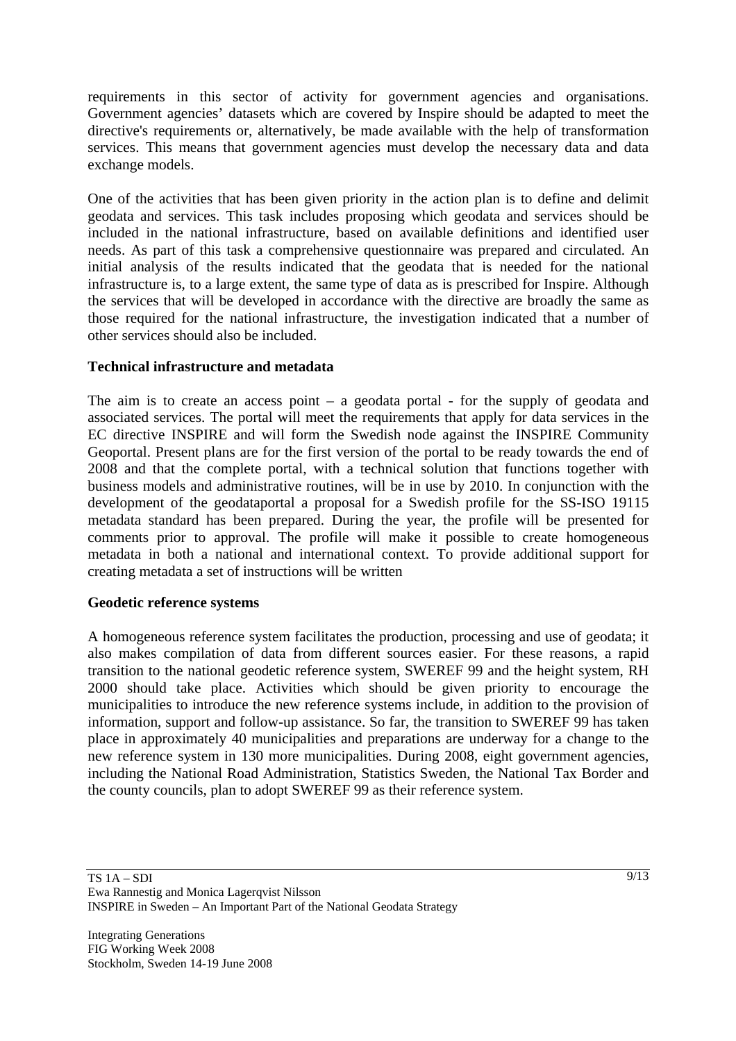requirements in this sector of activity for government agencies and organisations. Government agencies' datasets which are covered by Inspire should be adapted to meet the directive's requirements or, alternatively, be made available with the help of transformation services. This means that government agencies must develop the necessary data and data exchange models.

One of the activities that has been given priority in the action plan is to define and delimit geodata and services. This task includes proposing which geodata and services should be included in the national infrastructure, based on available definitions and identified user needs. As part of this task a comprehensive questionnaire was prepared and circulated. An initial analysis of the results indicated that the geodata that is needed for the national infrastructure is, to a large extent, the same type of data as is prescribed for Inspire. Although the services that will be developed in accordance with the directive are broadly the same as those required for the national infrastructure, the investigation indicated that a number of other services should also be included.

**Technical infrastructure and metadata**

The aim is to create an access point – a geodata portal - for the supply of geodata and associated services. The portal will meet the requirements that apply for data services in the EC directive INSPIRE and will form the Swedish node against the INSPIRE Community Geoportal. Present plans are for the first version of the portal to be ready towards the end of 2008 and that the complete portal, with a technical solution that functions together with business models and administrative routines, will be in use by 2010. In conjunction with the development of the geodataportal a proposal for a Swedish profile for the SS-ISO 19115 metadata standard has been prepared. During the year, the profile will be presented for comments prior to approval. The profile will make it possible to create homogeneous metadata in both a national and international context. To provide additional support for creating metadata a set of instructions will be written

**Geodetic reference systems**

A homogeneous reference system facilitates the production, processing and use of geodata; it also makes compilation of data from different sources easier. For these reasons, a rapid transition to the national geodetic reference system, SWEREF 99 and the height system, RH 2000 should take place. Activities which should be given priority to encourage the municipalities to introduce the new reference systems include, in addition to the provision of information, support and follow-up assistance. So far, the transition to SWEREF 99 has taken place in approximately 40 municipalities and preparations are underway for a change to the new reference system in 130 more municipalities. During 2008, eight government agencies, including the National Road Administration, Statistics Sweden, the National Tax Border and the county councils, plan to adopt SWEREF 99 as their reference system.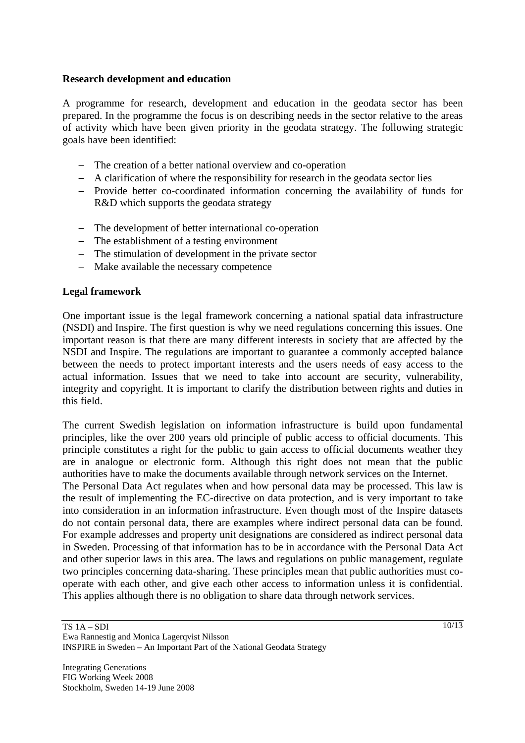**Research development and education**

A programme for research, development and education in the geodata sector has been prepared. In the programme the focus is on describing needs in the sector relative to the areas of activity which have been given priority in the geodata strategy. The following strategic goals have been identified:

- The creation of a better national overview and co-operation
- A clarification of where the responsibility for research in the geodata sector lies
- Provide better co-coordinated information concerning the availability of funds for R&D which supports the geodata strategy

- The development of better international co-operation
- The establishment of a testing environment
- The stimulation of development in the private sector
- Make available the necessary competence

**Legal framework**

One important issue is the legal framework concerning a national spatial data infrastructure (NSDI) and Inspire. The first question is why we need regulations concerning this issues. One important reason is that there are many different interests in society that are affected by the NSDI and Inspire. The regulations are important to guarantee a commonly accepted balance between the needs to protect important interests and the users needs of easy access to the actual information. Issues that we need to take into account are security, vulnerability, integrity and copyright. It is important to clarify the distribution between rights and duties in this field.

The current Swedish legislation on information infrastructure is build upon fundamental principles, like the over 200 years old principle of public access to official documents. This principle constitutes a right for the public to gain access to official documents weather they are in analogue or electronic form. Although this right does not mean that the public authorities have to make the documents available through network services on the Internet.
The Personal Data Act regulates when and how personal data may be processed. This law is the result of implementing the EC-directive on data protection, and is very important to take into consideration in an information infrastructure. Even though most of the Inspire datasets do not contain personal data, there are examples where indirect personal data can be found. For example addresses and property unit designations are considered as indirect personal data in Sweden. Processing of that information has to be in accordance with the Personal Data Act and other superior laws in this area. The laws and regulations on public management, regulate two principles concerning data-sharing. These principles mean that public authorities must co-operate with each other, and give each other access to information unless it is confidential. This applies although there is no obligation to share data through network services.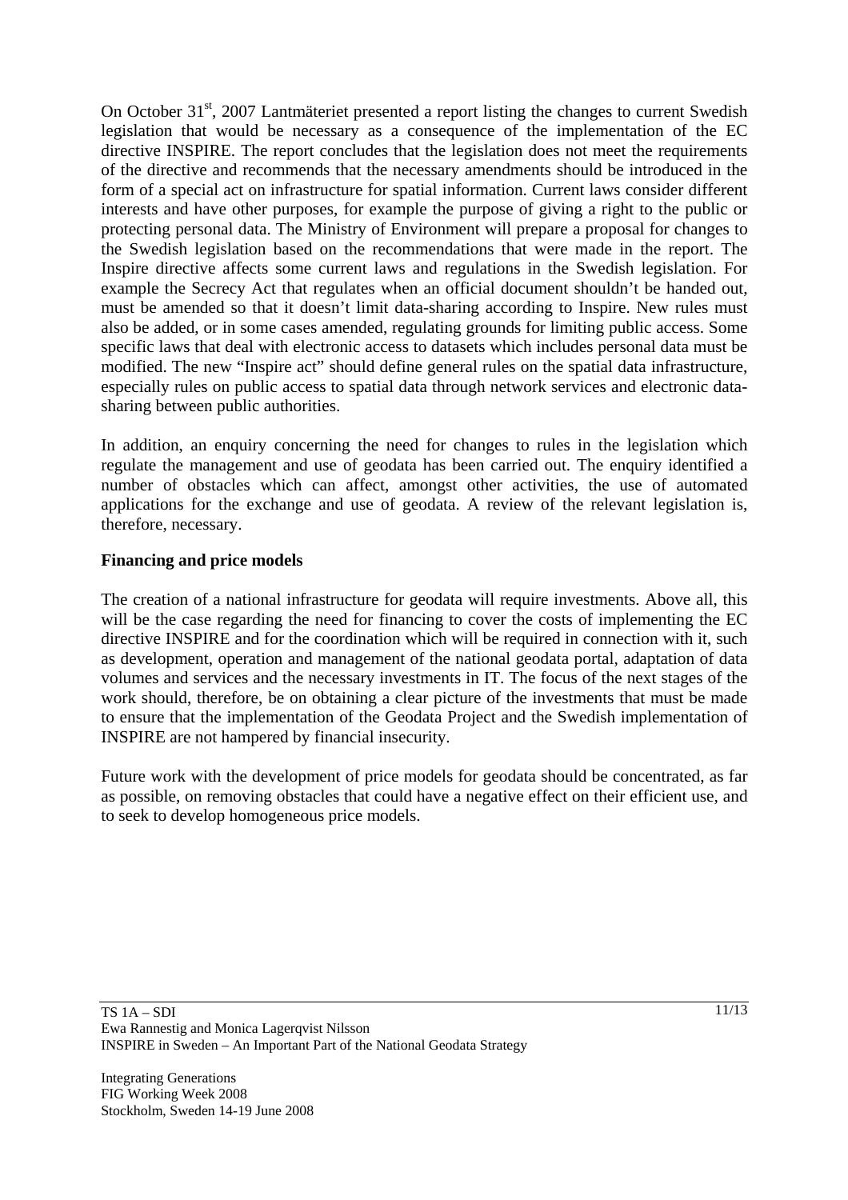On October 31[st], 2007 Lantmäteriet presented a report listing the changes to current Swedish legislation that would be necessary as a consequence of the implementation of the EC directive INSPIRE. The report concludes that the legislation does not meet the requirements of the directive and recommends that the necessary amendments should be introduced in the form of a special act on infrastructure for spatial information. Current laws consider different interests and have other purposes, for example the purpose of giving a right to the public or protecting personal data. The Ministry of Environment will prepare a proposal for changes to the Swedish legislation based on the recommendations that were made in the report. The Inspire directive affects some current laws and regulations in the Swedish legislation. For example the Secrecy Act that regulates when an official document shouldn't be handed out, must be amended so that it doesn't limit data-sharing according to Inspire. New rules must also be added, or in some cases amended, regulating grounds for limiting public access. Some specific laws that deal with electronic access to datasets which includes personal data must be modified. The new "Inspire act" should define general rules on the spatial data infrastructure, especially rules on public access to spatial data through network services and electronic data-sharing between public authorities.

In addition, an enquiry concerning the need for changes to rules in the legislation which regulate the management and use of geodata has been carried out. The enquiry identified a number of obstacles which can affect, amongst other activities, the use of automated applications for the exchange and use of geodata. A review of the relevant legislation is, therefore, necessary.

**Financing and price models**

The creation of a national infrastructure for geodata will require investments. Above all, this will be the case regarding the need for financing to cover the costs of implementing the EC directive INSPIRE and for the coordination which will be required in connection with it, such as development, operation and management of the national geodata portal, adaptation of data volumes and services and the necessary investments in IT. The focus of the next stages of the work should, therefore, be on obtaining a clear picture of the investments that must be made to ensure that the implementation of the Geodata Project and the Swedish implementation of INSPIRE are not hampered by financial insecurity.

Future work with the development of price models for geodata should be concentrated, as far as possible, on removing obstacles that could have a negative effect on their efficient use, and to seek to develop homogeneous price models.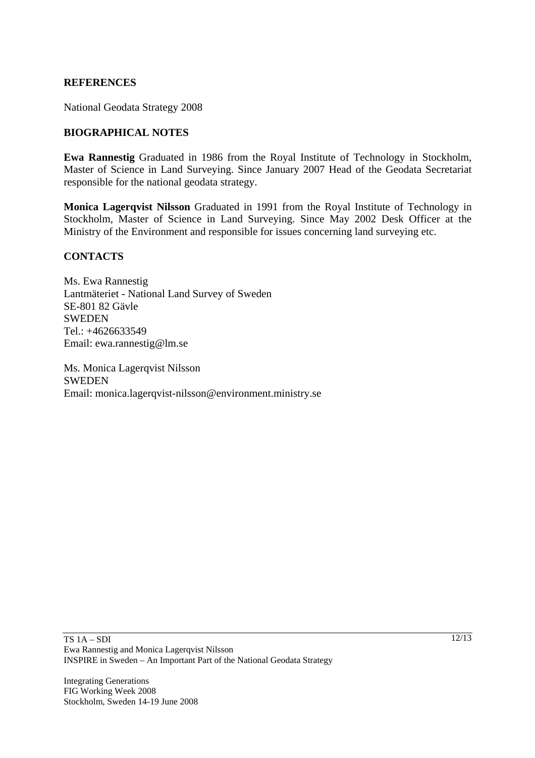## REFERENCES

National Geodata Strategy 2008

## BIOGRAPHICAL NOTES

**Ewa Rannestig** Graduated in 1986 from the Royal Institute of Technology in Stockholm, Master of Science in Land Surveying. Since January 2007 Head of the Geodata Secretariat responsible for the national geodata strategy.

**Monica Lagerqvist Nilsson** Graduated in 1991 from the Royal Institute of Technology in Stockholm, Master of Science in Land Surveying. Since May 2002 Desk Officer at the Ministry of the Environment and responsible for issues concerning land surveying etc.

## CONTACTS

Ms. Ewa Rannestig  
Lantmäteriet - National Land Survey of Sweden  
SE-801 82 Gävle  
SWEDEN  
Tel.: +4626633549  
Email: ewa.rannestig@lm.se

Ms. Monica Lagerqvist Nilsson  
SWEDEN  
Email: monica.lagerqvist-nilsson@environment.ministry.se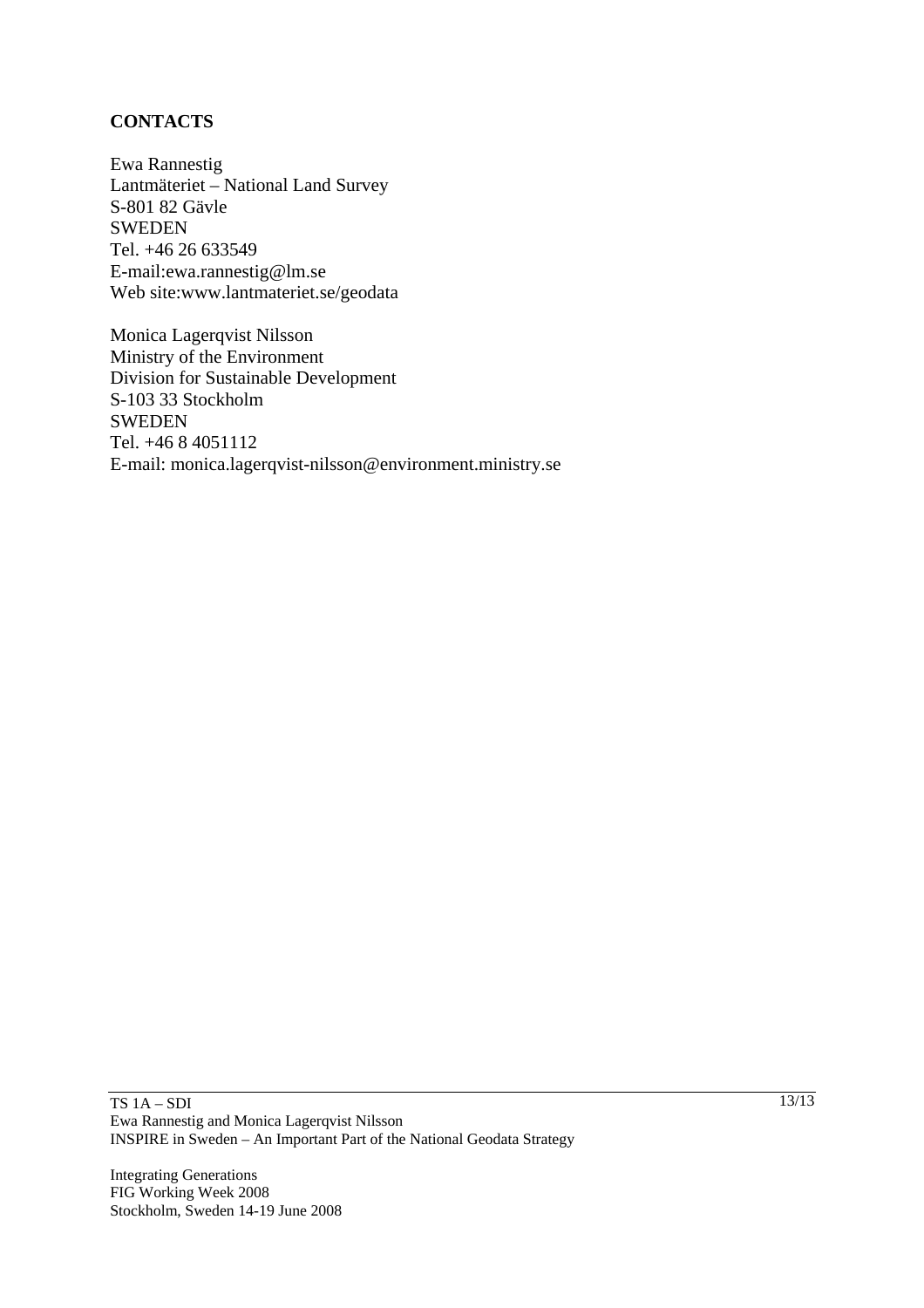**CONTACTS**

Ewa Rannestig
Lantmäteriet – National Land Survey
S-801 82 Gävle
SWEDEN
Tel. +46 26 633549
E-mail:ewa.rannestig@lm.se
Web site:www.lantmateriet.se/geodata

Monica Lagerqvist Nilsson
Ministry of the Environment
Division for Sustainable Development
S-103 33 Stockholm
SWEDEN
Tel. +46 8 4051112
E-mail: monica.lagerqvist-nilsson@environment.ministry.se